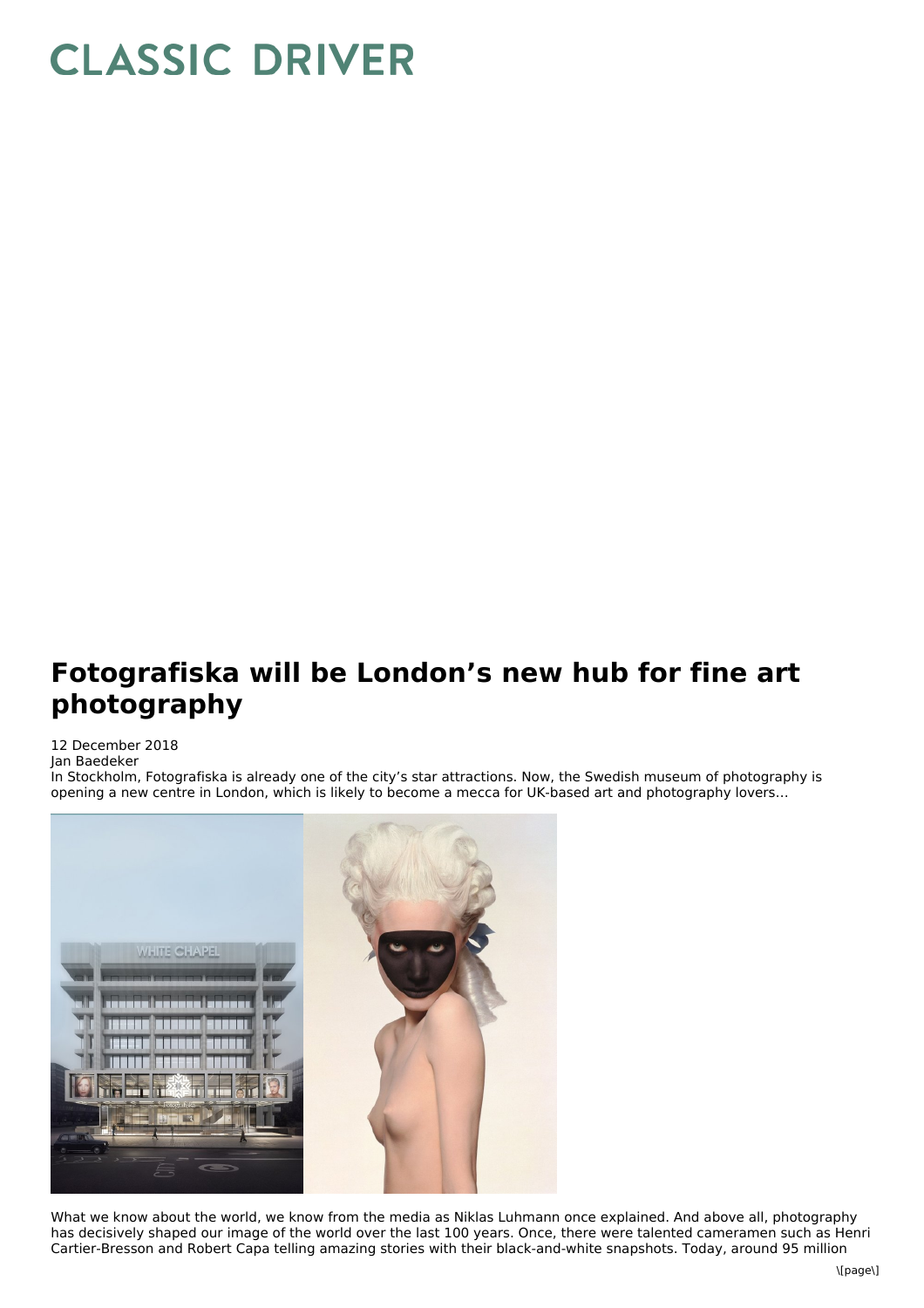# CLASSIC DRIVER

## Fotografiska will be London's new hub for fine art photography

12 December 2018
Jan Baedeker

In Stockholm, Fotografiska is already one of the city's star attractions. Now, the Swedish museum of photography is opening a new centre in London, which is likely to become a mecca for UK-based art and photography lovers…

What we know about the world, we know from the media as Niklas Luhmann once explained. And above all, photography has decisively shaped our image of the world over the last 100 years. Once, there were talented cameramen such as Henri Cartier-Bresson and Robert Capa telling amazing stories with their black-and-white snapshots. Today, around 95 million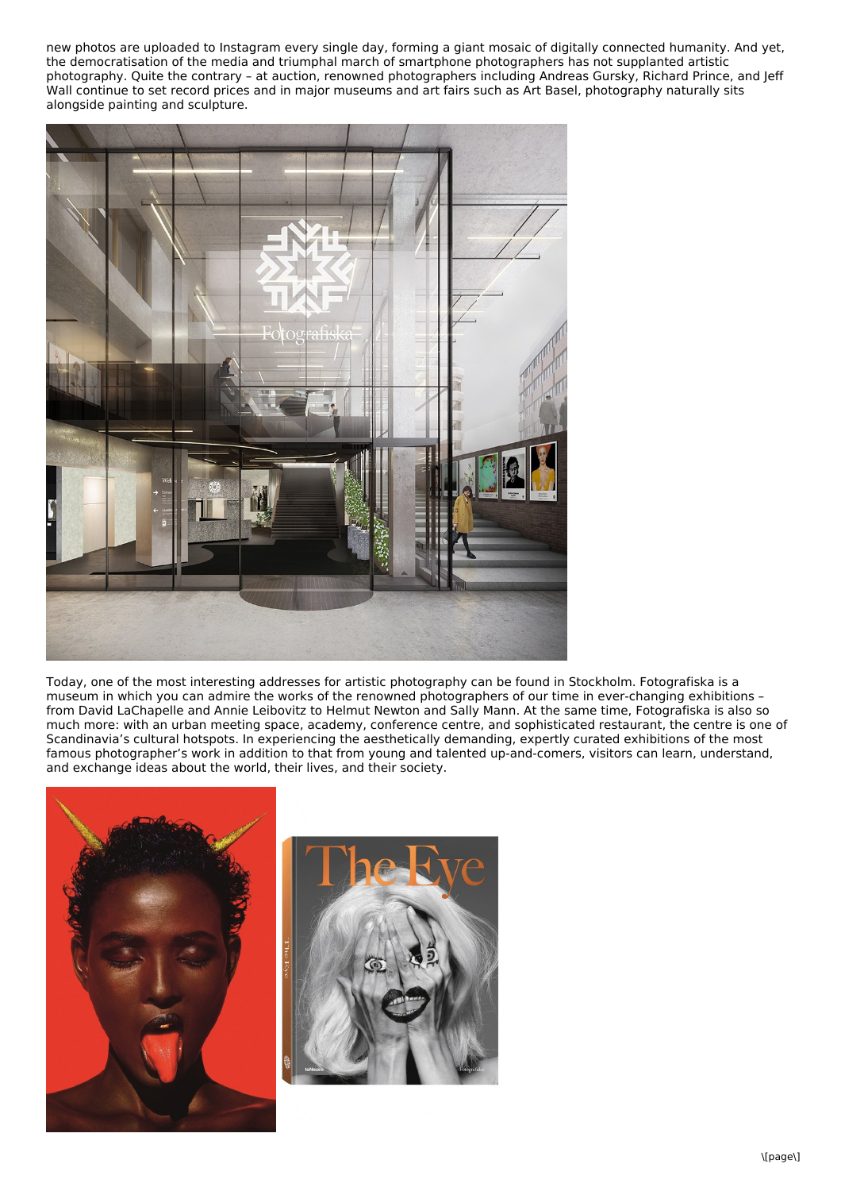new photos are uploaded to Instagram every single day, forming a giant mosaic of digitally connected humanity. And yet, the democratisation of the media and triumphal march of smartphone photographers has not supplanted artistic photography. Quite the contrary – at auction, renowned photographers including Andreas Gursky, Richard Prince, and Jeff Wall continue to set record prices and in major museums and art fairs such as Art Basel, photography naturally sits alongside painting and sculpture.

Today, one of the most interesting addresses for artistic photography can be found in Stockholm. Fotografiska is a museum in which you can admire the works of the renowned photographers of our time in ever-changing exhibitions – from David LaChapelle and Annie Leibovitz to Helmut Newton and Sally Mann. At the same time, Fotografiska is also so much more: with an urban meeting space, academy, conference centre, and sophisticated restaurant, the centre is one of Scandinavia's cultural hotspots. In experiencing the aesthetically demanding, expertly curated exhibitions of the most famous photographer's work in addition to that from young and talented up-and-comers, visitors can learn, understand, and exchange ideas about the world, their lives, and their society.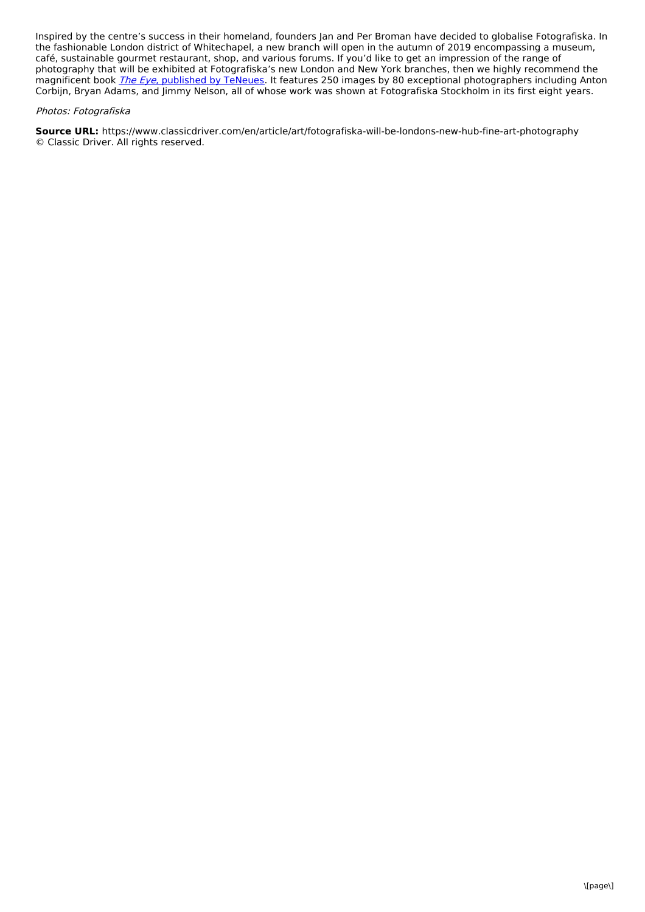Inspired by the centre's success in their homeland, founders Jan and Per Broman have decided to globalise Fotografiska. In the fashionable London district of Whitechapel, a new branch will open in the autumn of 2019 encompassing a museum, café, sustainable gourmet restaurant, shop, and various forums. If you'd like to get an impression of the range of photography that will be exhibited at Fotografiska's new London and New York branches, then we highly recommend the magnificent book *The Eye*, published by TeNeues. It features 250 images by 80 exceptional photographers including Anton Corbijn, Bryan Adams, and Jimmy Nelson, all of whose work was shown at Fotografiska Stockholm in its first eight years.

*Photos: Fotografiska*

**Source URL:** https://www.classicdriver.com/en/article/art/fotografiska-will-be-londons-new-hub-fine-art-photography
© Classic Driver. All rights reserved.